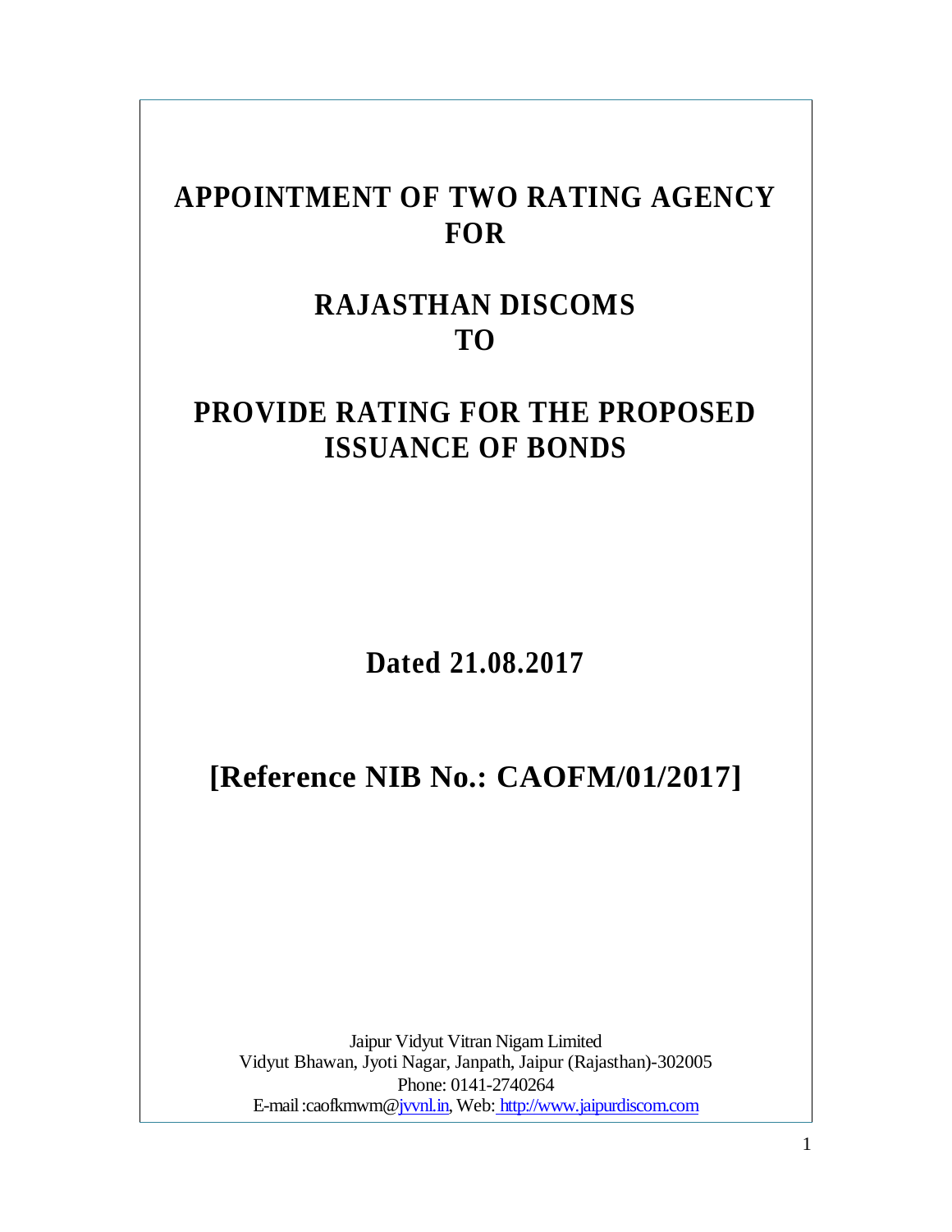# APPOINTMENT OF TWO RATING AGENCY FOR

# RAJASTHAN DISCOMS TO

# PROVIDE RATING FOR THE PROPOSED ISSUANCE OF BONDS

**Dated 21.08.2017**

**[Reference NIB No.: CAOFM/01/2017]**

Jaipur Vidyut Vitran Nigam Limited
Vidyut Bhawan, Jyoti Nagar, Janpath, Jaipur (Rajasthan)-302005
Phone: 0141-2740264
E-mail :caofkmwm@jvvnl.in, Web: http://www.jaipurdiscom.com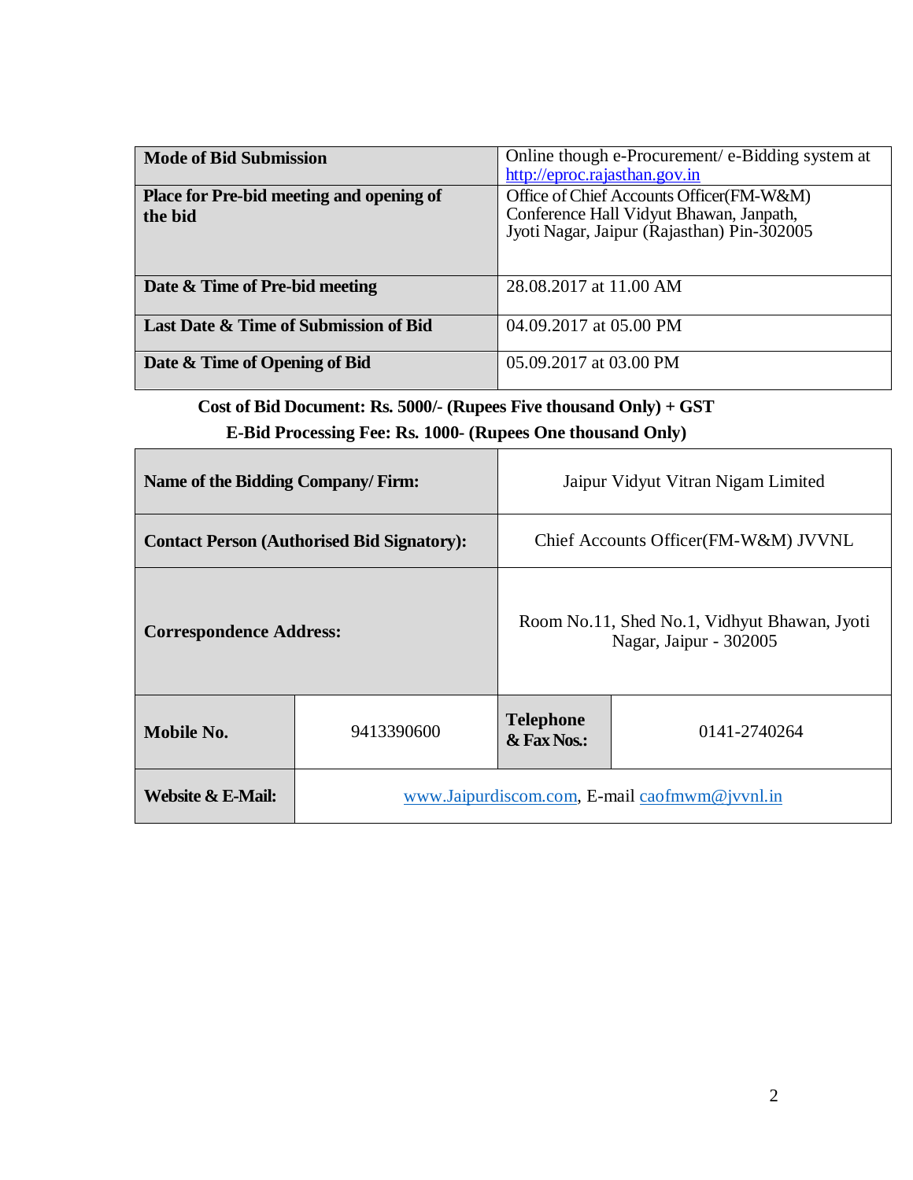| Mode of Bid Submission | Online though e-Procurement/ e-Bidding system at http://eproc.rajasthan.gov.in |
|---|---|
| **Place for Pre-bid meeting and opening of the bid** | Office of Chief Accounts Officer(FM-W&M) Conference Hall Vidyut Bhawan, Janpath, Jyoti Nagar, Jaipur (Rajasthan) Pin-302005 |
| **Date & Time of Pre-bid meeting** | 28.08.2017 at 11.00 AM |
| **Last Date & Time of Submission of Bid** | 04.09.2017 at 05.00 PM |
| **Date & Time of Opening of Bid** | 05.09.2017 at 03.00 PM |

**Cost of Bid Document: Rs. 5000/- (Rupees Five thousand Only) + GST**

**E-Bid Processing Fee: Rs. 1000- (Rupees One thousand Only)**

| **Name of the Bidding Company/ Firm:** | | Jaipur Vidyut Vitran Nigam Limited | |
|---|---|---|---|
| **Contact Person (Authorised Bid Signatory):** | | Chief Accounts Officer(FM-W&M) JVVNL | |
| **Correspondence Address:** | | Room No.11, Shed No.1, Vidhyut Bhawan, Jyoti Nagar, Jaipur - 302005 | |
| **Mobile No.** | 9413390600 | **Telephone & Fax Nos.:** | 0141-2740264 |
| **Website & E-Mail:** | www.Jaipurdiscom.com, E-mail caofmwm@jvvnl.in | | |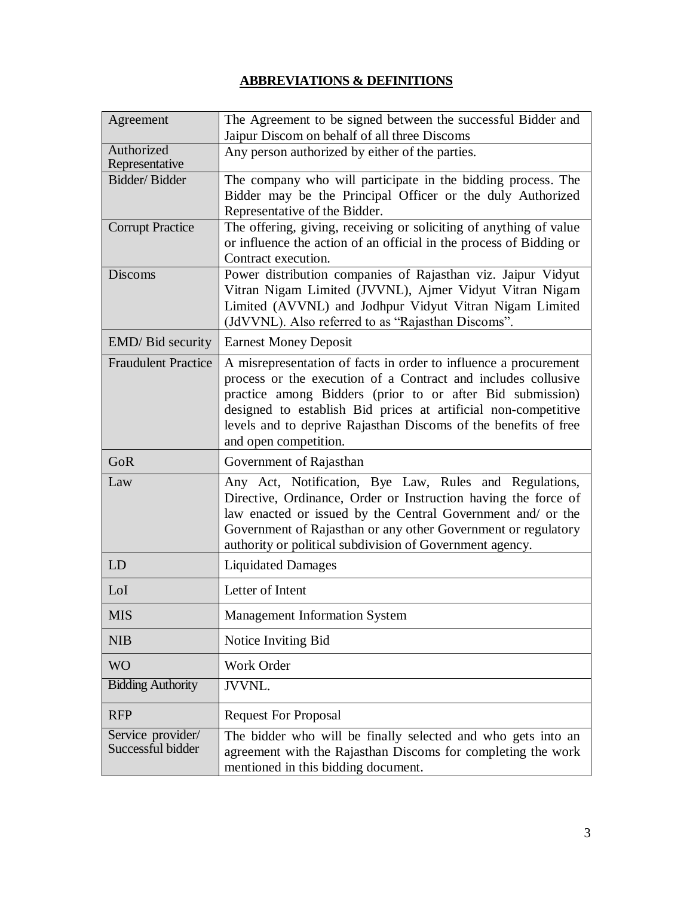## ABBREVIATIONS & DEFINITIONS

| Term | Definition |
| --- | --- |
| Agreement | The Agreement to be signed between the successful Bidder and Jaipur Discom on behalf of all three Discoms |
| Authorized Representative | Any person authorized by either of the parties. |
| Bidder/ Bidder | The company who will participate in the bidding process. The Bidder may be the Principal Officer or the duly Authorized Representative of the Bidder. |
| Corrupt Practice | The offering, giving, receiving or soliciting of anything of value or influence the action of an official in the process of Bidding or Contract execution. |
| Discoms | Power distribution companies of Rajasthan viz. Jaipur Vidyut Vitran Nigam Limited (JVVNL), Ajmer Vidyut Vitran Nigam Limited (AVVNL) and Jodhpur Vidyut Vitran Nigam Limited (JdVVNL). Also referred to as "Rajasthan Discoms". |
| EMD/ Bid security | Earnest Money Deposit |
| Fraudulent Practice | A misrepresentation of facts in order to influence a procurement process or the execution of a Contract and includes collusive practice among Bidders (prior to or after Bid submission) designed to establish Bid prices at artificial non-competitive levels and to deprive Rajasthan Discoms of the benefits of free and open competition. |
| GoR | Government of Rajasthan |
| Law | Any Act, Notification, Bye Law, Rules and Regulations, Directive, Ordinance, Order or Instruction having the force of law enacted or issued by the Central Government and/ or the Government of Rajasthan or any other Government or regulatory authority or political subdivision of Government agency. |
| LD | Liquidated Damages |
| LoI | Letter of Intent |
| MIS | Management Information System |
| NIB | Notice Inviting Bid |
| WO | Work Order |
| Bidding Authority | JVVNL. |
| RFP | Request For Proposal |
| Service provider/ Successful bidder | The bidder who will be finally selected and who gets into an agreement with the Rajasthan Discoms for completing the work mentioned in this bidding document. |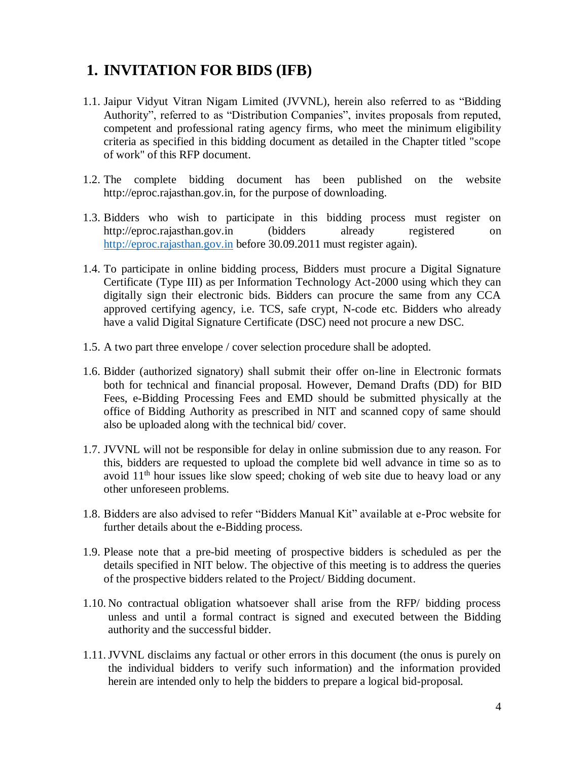# 1. INVITATION FOR BIDS (IFB)

1.1. Jaipur Vidyut Vitran Nigam Limited (JVVNL), herein also referred to as "Bidding Authority", referred to as "Distribution Companies", invites proposals from reputed, competent and professional rating agency firms, who meet the minimum eligibility criteria as specified in this bidding document as detailed in the Chapter titled "scope of work" of this RFP document.

1.2. The complete bidding document has been published on the website http://eproc.rajasthan.gov.in, for the purpose of downloading.

1.3. Bidders who wish to participate in this bidding process must register on http://eproc.rajasthan.gov.in (bidders already registered on http://eproc.rajasthan.gov.in before 30.09.2011 must register again).

1.4. To participate in online bidding process, Bidders must procure a Digital Signature Certificate (Type III) as per Information Technology Act-2000 using which they can digitally sign their electronic bids. Bidders can procure the same from any CCA approved certifying agency, i.e. TCS, safe crypt, N-code etc. Bidders who already have a valid Digital Signature Certificate (DSC) need not procure a new DSC.

1.5. A two part three envelope / cover selection procedure shall be adopted.

1.6. Bidder (authorized signatory) shall submit their offer on-line in Electronic formats both for technical and financial proposal. However, Demand Drafts (DD) for BID Fees, e-Bidding Processing Fees and EMD should be submitted physically at the office of Bidding Authority as prescribed in NIT and scanned copy of same should also be uploaded along with the technical bid/ cover.

1.7. JVVNL will not be responsible for delay in online submission due to any reason. For this, bidders are requested to upload the complete bid well advance in time so as to avoid 11th hour issues like slow speed; choking of web site due to heavy load or any other unforeseen problems.

1.8. Bidders are also advised to refer "Bidders Manual Kit" available at e-Proc website for further details about the e-Bidding process.

1.9. Please note that a pre-bid meeting of prospective bidders is scheduled as per the details specified in NIT below. The objective of this meeting is to address the queries of the prospective bidders related to the Project/ Bidding document.

1.10. No contractual obligation whatsoever shall arise from the RFP/ bidding process unless and until a formal contract is signed and executed between the Bidding authority and the successful bidder.

1.11. JVVNL disclaims any factual or other errors in this document (the onus is purely on the individual bidders to verify such information) and the information provided herein are intended only to help the bidders to prepare a logical bid-proposal.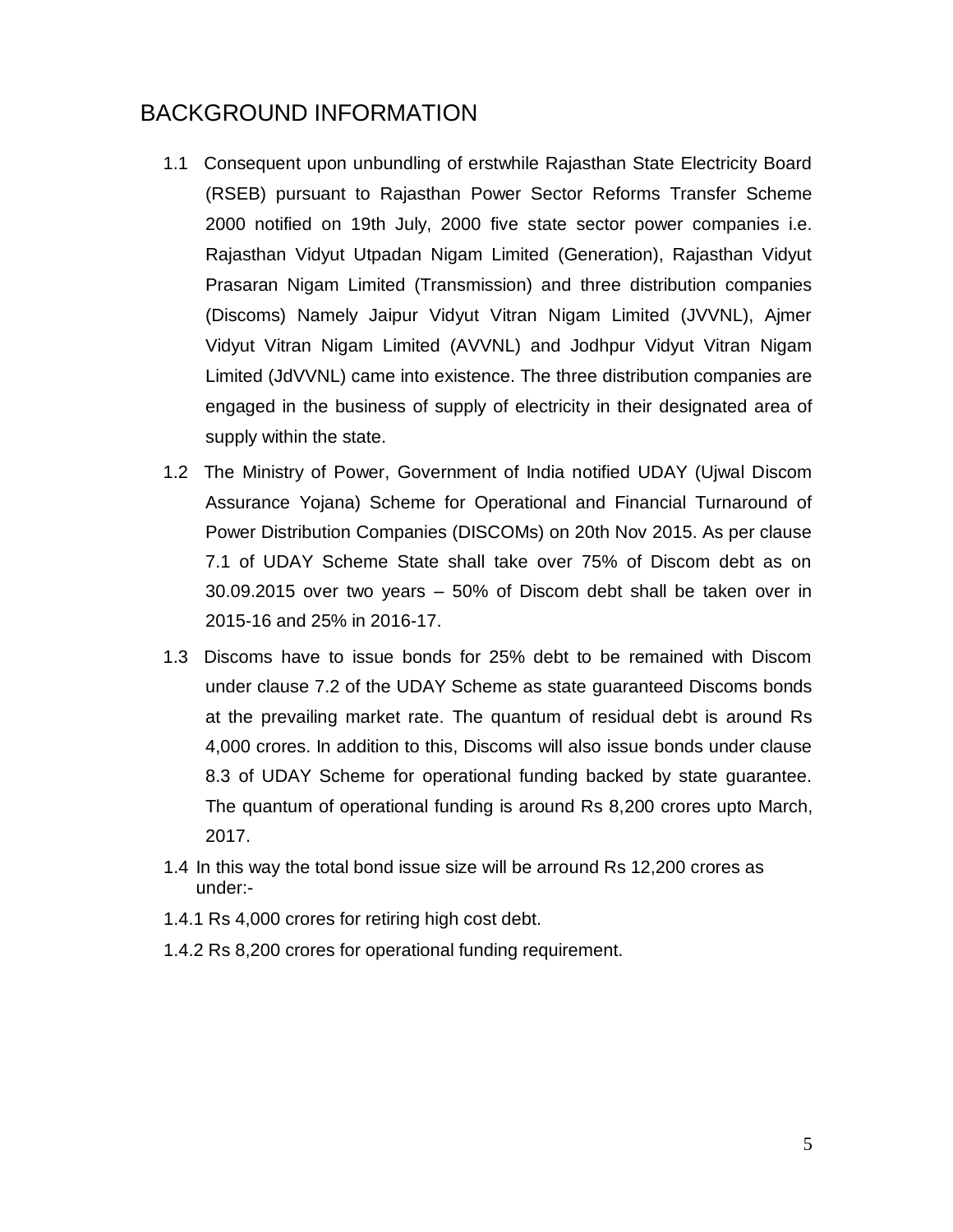## BACKGROUND INFORMATION

1.1 Consequent upon unbundling of erstwhile Rajasthan State Electricity Board (RSEB) pursuant to Rajasthan Power Sector Reforms Transfer Scheme 2000 notified on 19th July, 2000 five state sector power companies i.e. Rajasthan Vidyut Utpadan Nigam Limited (Generation), Rajasthan Vidyut Prasaran Nigam Limited (Transmission) and three distribution companies (Discoms) Namely Jaipur Vidyut Vitran Nigam Limited (JVVNL), Ajmer Vidyut Vitran Nigam Limited (AVVNL) and Jodhpur Vidyut Vitran Nigam Limited (JdVVNL) came into existence. The three distribution companies are engaged in the business of supply of electricity in their designated area of supply within the state.

1.2 The Ministry of Power, Government of India notified UDAY (Ujwal Discom Assurance Yojana) Scheme for Operational and Financial Turnaround of Power Distribution Companies (DISCOMs) on 20th Nov 2015. As per clause 7.1 of UDAY Scheme State shall take over 75% of Discom debt as on 30.09.2015 over two years – 50% of Discom debt shall be taken over in 2015-16 and 25% in 2016-17.

1.3 Discoms have to issue bonds for 25% debt to be remained with Discom under clause 7.2 of the UDAY Scheme as state guaranteed Discoms bonds at the prevailing market rate. The quantum of residual debt is around Rs 4,000 crores. In addition to this, Discoms will also issue bonds under clause 8.3 of UDAY Scheme for operational funding backed by state guarantee. The quantum of operational funding is around Rs 8,200 crores upto March, 2017.

1.4 In this way the total bond issue size will be arround Rs 12,200 crores as under:-

1.4.1 Rs 4,000 crores for retiring high cost debt.

1.4.2 Rs 8,200 crores for operational funding requirement.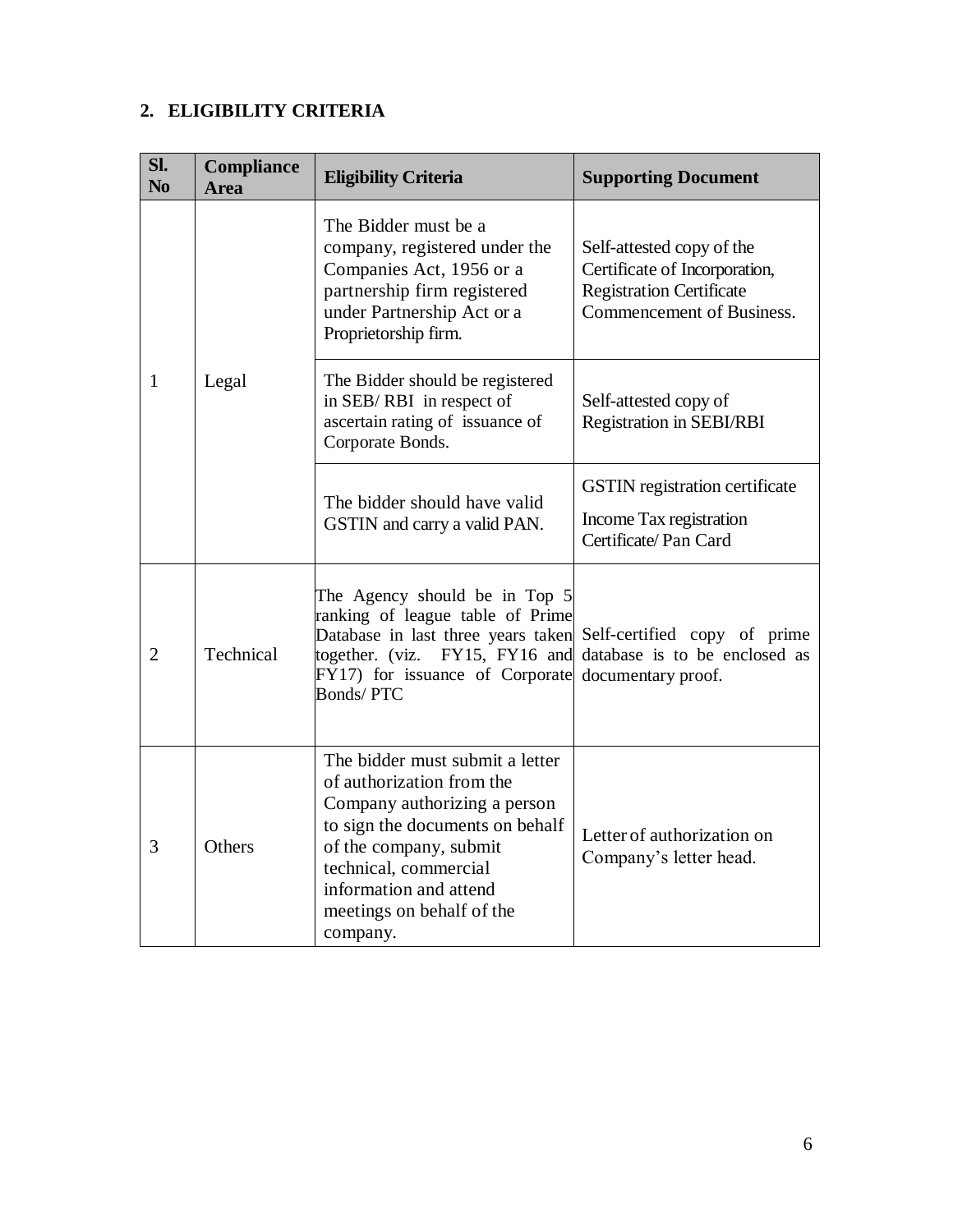## 2. ELIGIBILITY CRITERIA

| Sl. No | Compliance Area | Eligibility Criteria | Supporting Document |
|---|---|---|---|
| 1 | Legal | The Bidder must be a company, registered under the Companies Act, 1956 or a partnership firm registered under Partnership Act or a Proprietorship firm. | Self-attested copy of the Certificate of Incorporation, Registration Certificate Commencement of Business. |
| | | The Bidder should be registered in SEB/ RBI in respect of ascertain rating of issuance of Corporate Bonds. | Self-attested copy of Registration in SEBI/RBI |
| | | The bidder should have valid GSTIN and carry a valid PAN. | GSTIN registration certificate<br>Income Tax registration Certificate/ Pan Card |
| 2 | Technical | The Agency should be in Top 5 ranking of league table of Prime Database in last three years taken together. (viz. FY15, FY16 and FY17) for issuance of Corporate Bonds/ PTC | Self-certified copy of prime database is to be enclosed as documentary proof. |
| 3 | Others | The bidder must submit a letter of authorization from the Company authorizing a person to sign the documents on behalf of the company, submit technical, commercial information and attend meetings on behalf of the company. | Letter of authorization on Company's letter head. |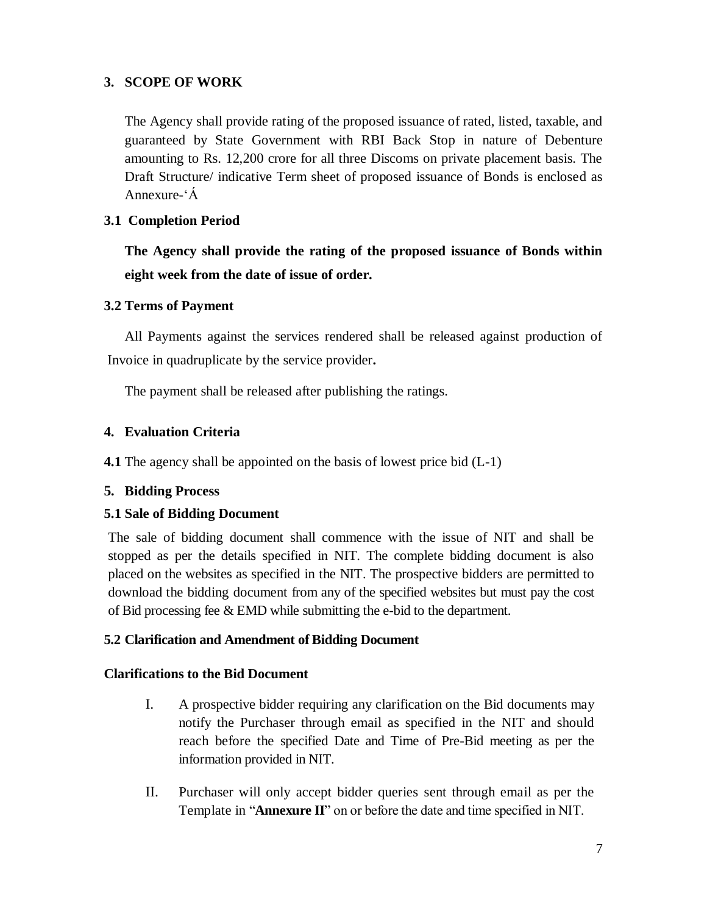## 3. SCOPE OF WORK

The Agency shall provide rating of the proposed issuance of rated, listed, taxable, and guaranteed by State Government with RBI Back Stop in nature of Debenture amounting to Rs. 12,200 crore for all three Discoms on private placement basis. The Draft Structure/ indicative Term sheet of proposed issuance of Bonds is enclosed as Annexure-'Á

### 3.1 Completion Period

**The Agency shall provide the rating of the proposed issuance of Bonds within eight week from the date of issue of order.**

### 3.2 Terms of Payment

All Payments against the services rendered shall be released against production of Invoice in quadruplicate by the service provider**.**

The payment shall be released after publishing the ratings.

## 4. Evaluation Criteria

**4.1** The agency shall be appointed on the basis of lowest price bid (L-1)

## 5. Bidding Process

### 5.1 Sale of Bidding Document

The sale of bidding document shall commence with the issue of NIT and shall be stopped as per the details specified in NIT. The complete bidding document is also placed on the websites as specified in the NIT. The prospective bidders are permitted to download the bidding document from any of the specified websites but must pay the cost of Bid processing fee & EMD while submitting the e-bid to the department.

### 5.2 Clarification and Amendment of Bidding Document

**Clarifications to the Bid Document**

I. A prospective bidder requiring any clarification on the Bid documents may notify the Purchaser through email as specified in the NIT and should reach before the specified Date and Time of Pre-Bid meeting as per the information provided in NIT.

II. Purchaser will only accept bidder queries sent through email as per the Template in "**Annexure II**" on or before the date and time specified in NIT.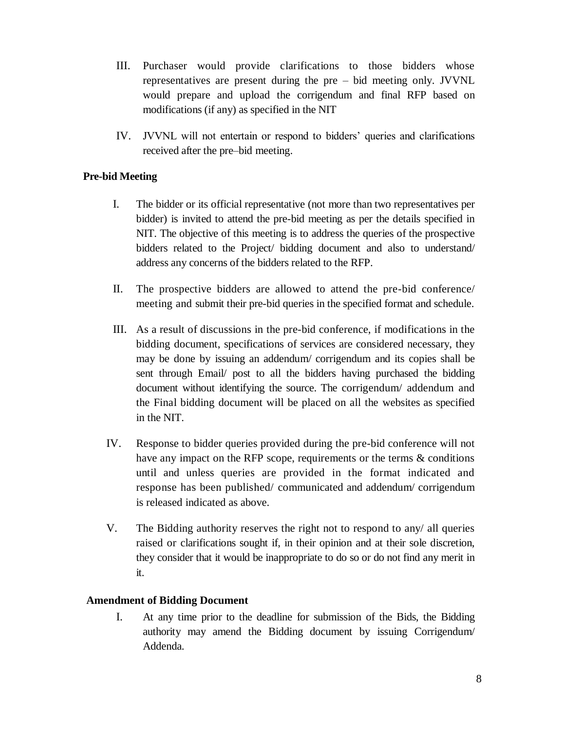III. Purchaser would provide clarifications to those bidders whose representatives are present during the pre – bid meeting only. JVVNL would prepare and upload the corrigendum and final RFP based on modifications (if any) as specified in the NIT

IV. JVVNL will not entertain or respond to bidders' queries and clarifications received after the pre–bid meeting.

**Pre-bid Meeting**

I. The bidder or its official representative (not more than two representatives per bidder) is invited to attend the pre-bid meeting as per the details specified in NIT. The objective of this meeting is to address the queries of the prospective bidders related to the Project/ bidding document and also to understand/ address any concerns of the bidders related to the RFP.

II. The prospective bidders are allowed to attend the pre-bid conference/ meeting and submit their pre-bid queries in the specified format and schedule.

III. As a result of discussions in the pre-bid conference, if modifications in the bidding document, specifications of services are considered necessary, they may be done by issuing an addendum/ corrigendum and its copies shall be sent through Email/ post to all the bidders having purchased the bidding document without identifying the source. The corrigendum/ addendum and the Final bidding document will be placed on all the websites as specified in the NIT.

IV. Response to bidder queries provided during the pre-bid conference will not have any impact on the RFP scope, requirements or the terms & conditions until and unless queries are provided in the format indicated and response has been published/ communicated and addendum/ corrigendum is released indicated as above.

V. The Bidding authority reserves the right not to respond to any/ all queries raised or clarifications sought if, in their opinion and at their sole discretion, they consider that it would be inappropriate to do so or do not find any merit in it.

**Amendment of Bidding Document**

I. At any time prior to the deadline for submission of the Bids, the Bidding authority may amend the Bidding document by issuing Corrigendum/ Addenda.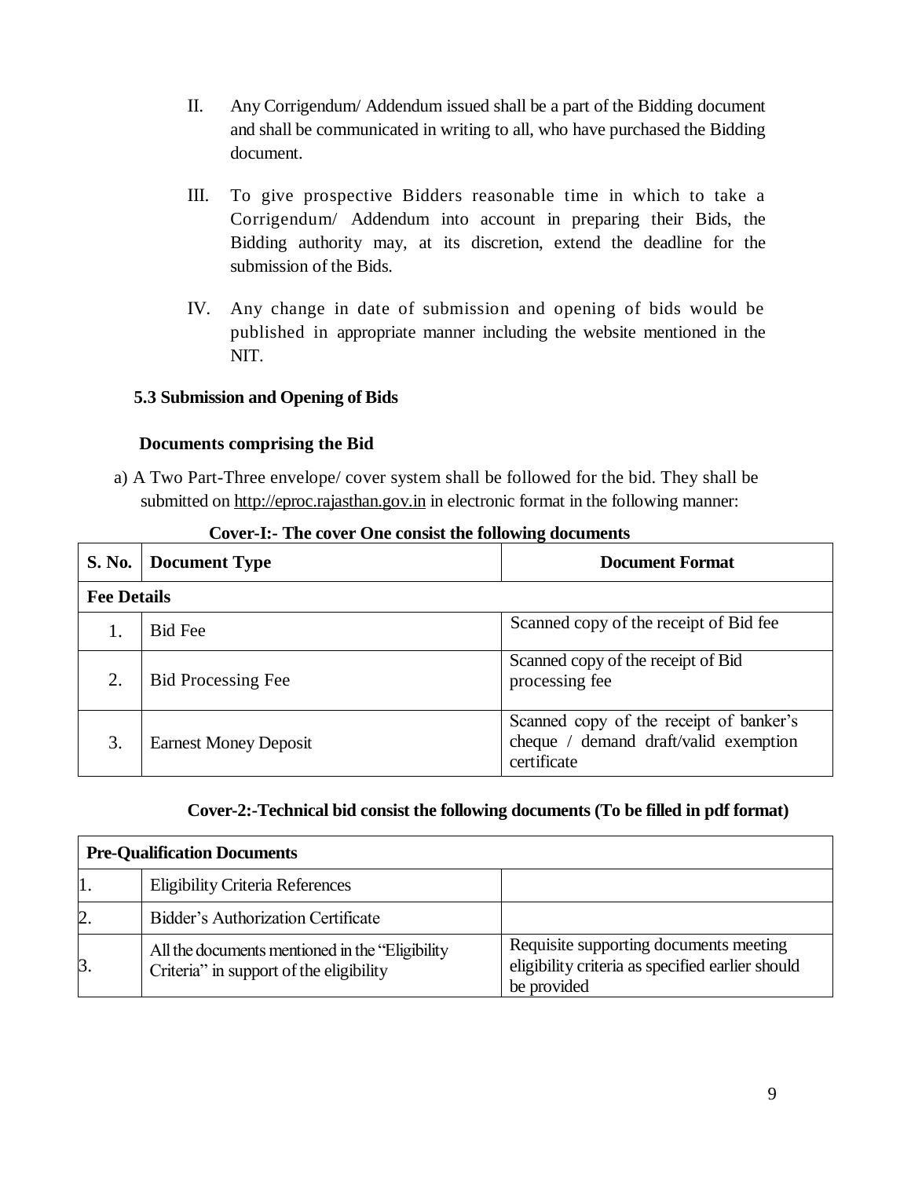II. Any Corrigendum/ Addendum issued shall be a part of the Bidding document and shall be communicated in writing to all, who have purchased the Bidding document.

III. To give prospective Bidders reasonable time in which to take a Corrigendum/ Addendum into account in preparing their Bids, the Bidding authority may, at its discretion, extend the deadline for the submission of the Bids.

IV. Any change in date of submission and opening of bids would be published in appropriate manner including the website mentioned in the NIT.

### 5.3 Submission and Opening of Bids

**Documents comprising the Bid**

a) A Two Part-Three envelope/ cover system shall be followed for the bid. They shall be submitted on http://eproc.rajasthan.gov.in in electronic format in the following manner:

**Cover-I:- The cover One consist the following documents**

| S. No. | Document Type | Document Format |
|---|---|---|
| **Fee Details** | | |
| 1. | Bid Fee | Scanned copy of the receipt of Bid fee |
| 2. | Bid Processing Fee | Scanned copy of the receipt of Bid processing fee |
| 3. | Earnest Money Deposit | Scanned copy of the receipt of banker's cheque / demand draft/valid exemption certificate |

**Cover-2:-Technical bid consist the following documents (To be filled in pdf format)**

| **Pre-Qualification Documents** | | |
|---|---|---|
| 1. | Eligibility Criteria References | |
| 2. | Bidder's Authorization Certificate | |
| 3. | All the documents mentioned in the "Eligibility Criteria" in support of the eligibility | Requisite supporting documents meeting eligibility criteria as specified earlier should be provided |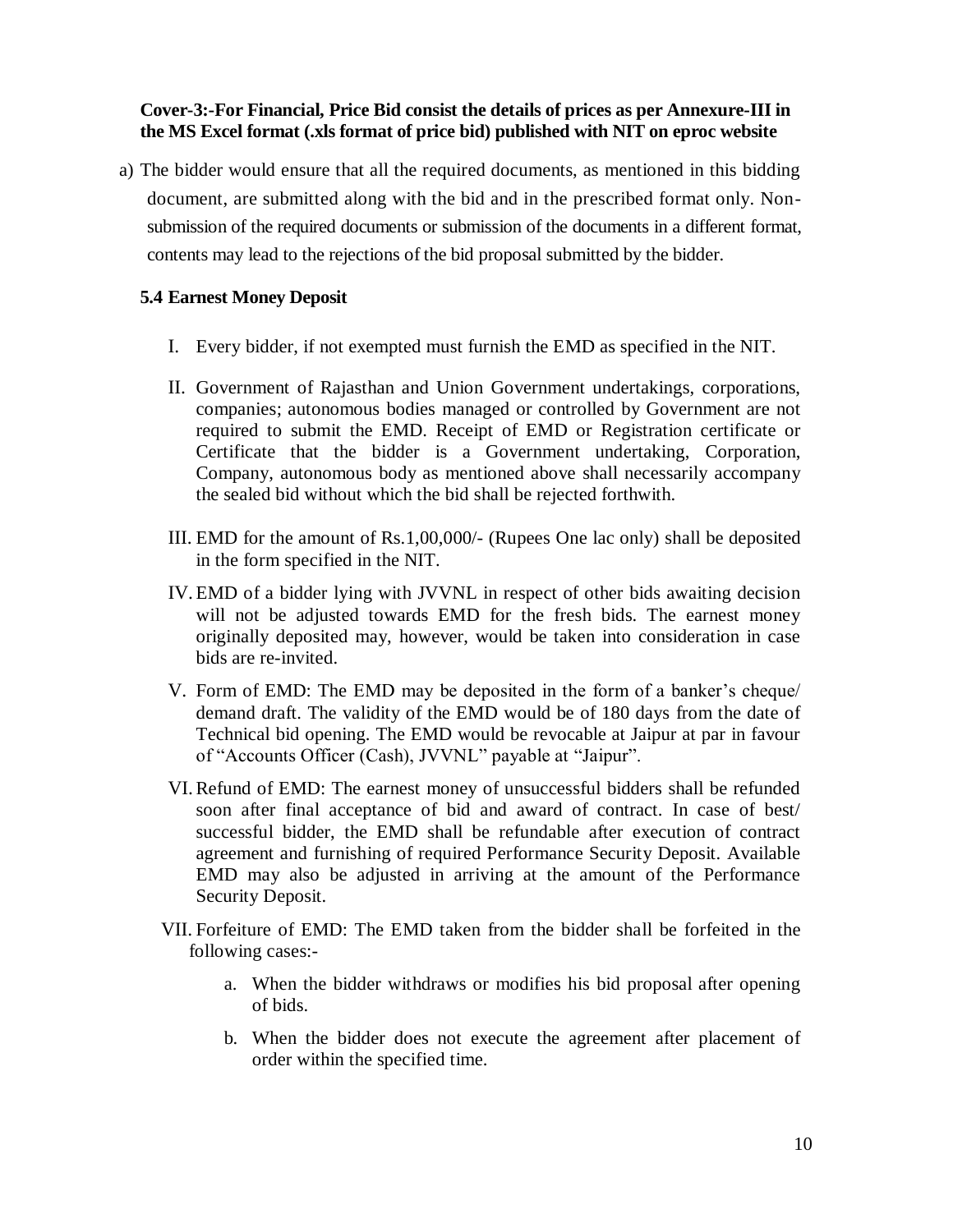**Cover-3:-For Financial, Price Bid consist the details of prices as per Annexure-III in the MS Excel format (.xls format of price bid) published with NIT on eproc website**

a) The bidder would ensure that all the required documents, as mentioned in this bidding document, are submitted along with the bid and in the prescribed format only. Non-submission of the required documents or submission of the documents in a different format, contents may lead to the rejections of the bid proposal submitted by the bidder.

### 5.4 Earnest Money Deposit

I. Every bidder, if not exempted must furnish the EMD as specified in the NIT.

II. Government of Rajasthan and Union Government undertakings, corporations, companies; autonomous bodies managed or controlled by Government are not required to submit the EMD. Receipt of EMD or Registration certificate or Certificate that the bidder is a Government undertaking, Corporation, Company, autonomous body as mentioned above shall necessarily accompany the sealed bid without which the bid shall be rejected forthwith.

III. EMD for the amount of Rs.1,00,000/- (Rupees One lac only) shall be deposited in the form specified in the NIT.

IV. EMD of a bidder lying with JVVNL in respect of other bids awaiting decision will not be adjusted towards EMD for the fresh bids. The earnest money originally deposited may, however, would be taken into consideration in case bids are re-invited.

V. Form of EMD: The EMD may be deposited in the form of a banker's cheque/ demand draft. The validity of the EMD would be of 180 days from the date of Technical bid opening. The EMD would be revocable at Jaipur at par in favour of "Accounts Officer (Cash), JVVNL" payable at "Jaipur".

VI. Refund of EMD: The earnest money of unsuccessful bidders shall be refunded soon after final acceptance of bid and award of contract. In case of best/ successful bidder, the EMD shall be refundable after execution of contract agreement and furnishing of required Performance Security Deposit. Available EMD may also be adjusted in arriving at the amount of the Performance Security Deposit.

VII. Forfeiture of EMD: The EMD taken from the bidder shall be forfeited in the following cases:-

   a. When the bidder withdraws or modifies his bid proposal after opening of bids.

   b. When the bidder does not execute the agreement after placement of order within the specified time.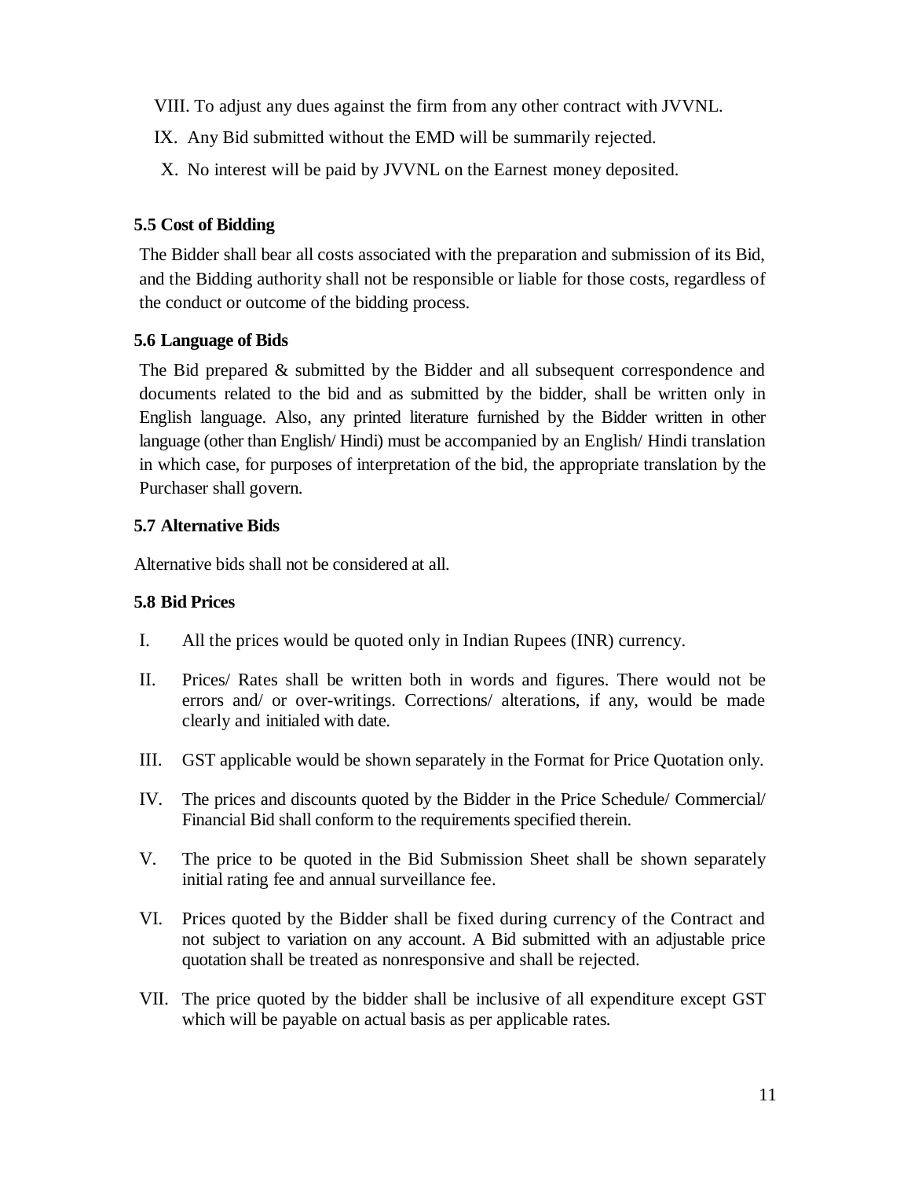VIII. To adjust any dues against the firm from any other contract with JVVNL.

IX. Any Bid submitted without the EMD will be summarily rejected.

X. No interest will be paid by JVVNL on the Earnest money deposited.

**5.5 Cost of Bidding**

The Bidder shall bear all costs associated with the preparation and submission of its Bid, and the Bidding authority shall not be responsible or liable for those costs, regardless of the conduct or outcome of the bidding process.

**5.6 Language of Bids**

The Bid prepared & submitted by the Bidder and all subsequent correspondence and documents related to the bid and as submitted by the bidder, shall be written only in English language. Also, any printed literature furnished by the Bidder written in other language (other than English/ Hindi) must be accompanied by an English/ Hindi translation in which case, for purposes of interpretation of the bid, the appropriate translation by the Purchaser shall govern.

**5.7 Alternative Bids**

Alternative bids shall not be considered at all.

**5.8 Bid Prices**

I. All the prices would be quoted only in Indian Rupees (INR) currency.

II. Prices/ Rates shall be written both in words and figures. There would not be errors and/ or over-writings. Corrections/ alterations, if any, would be made clearly and initialed with date.

III. GST applicable would be shown separately in the Format for Price Quotation only.

IV. The prices and discounts quoted by the Bidder in the Price Schedule/ Commercial/ Financial Bid shall conform to the requirements specified therein.

V. The price to be quoted in the Bid Submission Sheet shall be shown separately initial rating fee and annual surveillance fee.

VI. Prices quoted by the Bidder shall be fixed during currency of the Contract and not subject to variation on any account. A Bid submitted with an adjustable price quotation shall be treated as nonresponsive and shall be rejected.

VII. The price quoted by the bidder shall be inclusive of all expenditure except GST which will be payable on actual basis as per applicable rates.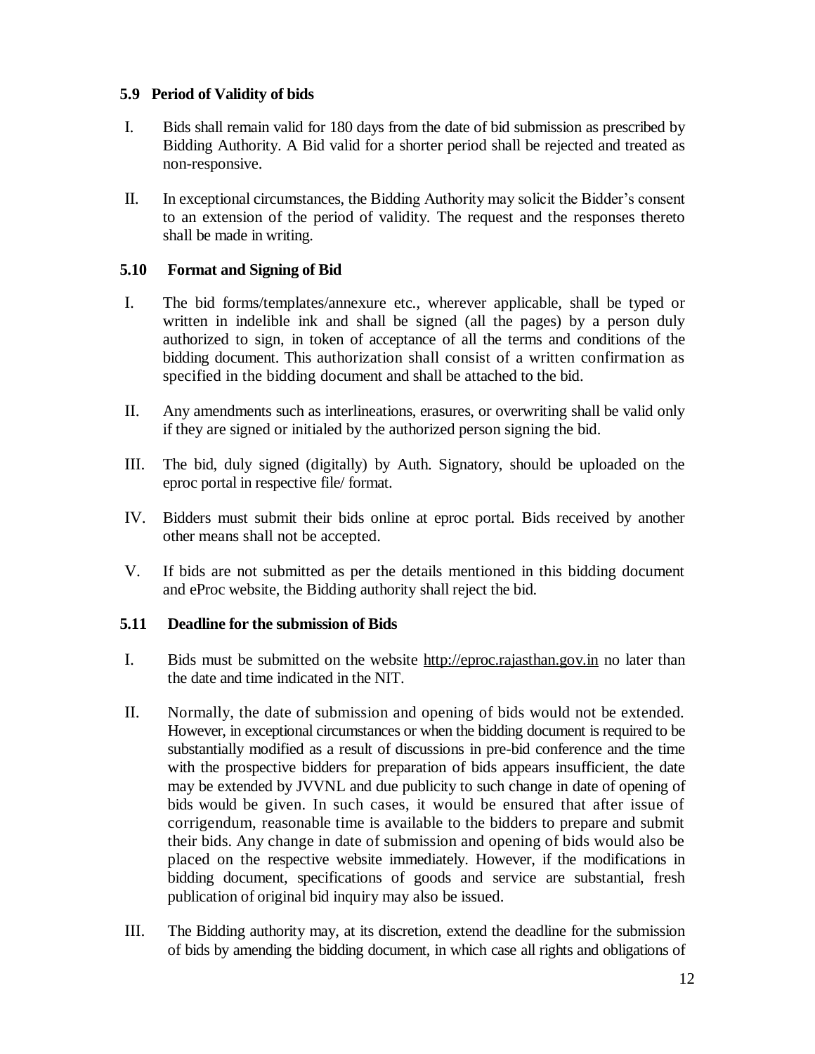### 5.9 Period of Validity of bids

I. Bids shall remain valid for 180 days from the date of bid submission as prescribed by Bidding Authority. A Bid valid for a shorter period shall be rejected and treated as non-responsive.

II. In exceptional circumstances, the Bidding Authority may solicit the Bidder's consent to an extension of the period of validity. The request and the responses thereto shall be made in writing.

### 5.10 Format and Signing of Bid

I. The bid forms/templates/annexure etc., wherever applicable, shall be typed or written in indelible ink and shall be signed (all the pages) by a person duly authorized to sign, in token of acceptance of all the terms and conditions of the bidding document. This authorization shall consist of a written confirmation as specified in the bidding document and shall be attached to the bid.

II. Any amendments such as interlineations, erasures, or overwriting shall be valid only if they are signed or initialed by the authorized person signing the bid.

III. The bid, duly signed (digitally) by Auth. Signatory, should be uploaded on the eproc portal in respective file/ format.

IV. Bidders must submit their bids online at eproc portal. Bids received by another other means shall not be accepted.

V. If bids are not submitted as per the details mentioned in this bidding document and eProc website, the Bidding authority shall reject the bid.

### 5.11 Deadline for the submission of Bids

I. Bids must be submitted on the website http://eproc.rajasthan.gov.in no later than the date and time indicated in the NIT.

II. Normally, the date of submission and opening of bids would not be extended. However, in exceptional circumstances or when the bidding document is required to be substantially modified as a result of discussions in pre-bid conference and the time with the prospective bidders for preparation of bids appears insufficient, the date may be extended by JVVNL and due publicity to such change in date of opening of bids would be given. In such cases, it would be ensured that after issue of corrigendum, reasonable time is available to the bidders to prepare and submit their bids. Any change in date of submission and opening of bids would also be placed on the respective website immediately. However, if the modifications in bidding document, specifications of goods and service are substantial, fresh publication of original bid inquiry may also be issued.

III. The Bidding authority may, at its discretion, extend the deadline for the submission of bids by amending the bidding document, in which case all rights and obligations of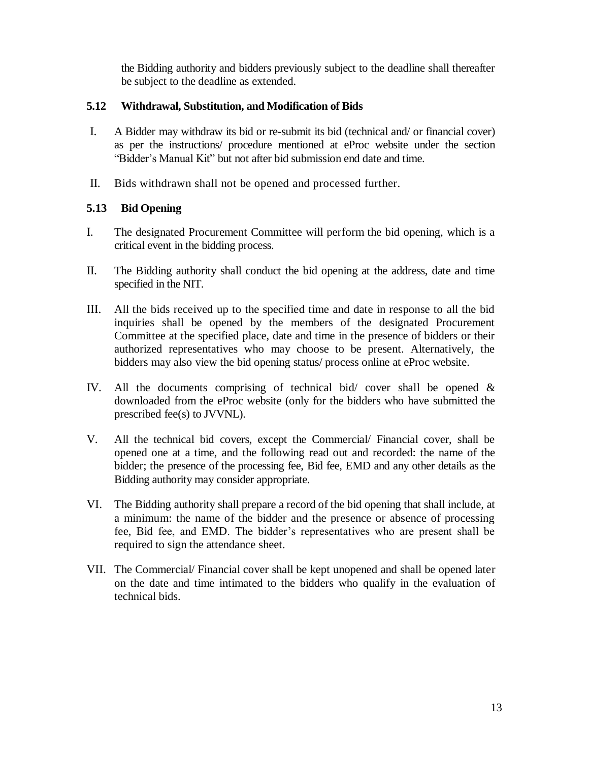the Bidding authority and bidders previously subject to the deadline shall thereafter be subject to the deadline as extended.

### 5.12 Withdrawal, Substitution, and Modification of Bids

I. A Bidder may withdraw its bid or re-submit its bid (technical and/ or financial cover) as per the instructions/ procedure mentioned at eProc website under the section "Bidder's Manual Kit" but not after bid submission end date and time.

II. Bids withdrawn shall not be opened and processed further.

### 5.13 Bid Opening

I. The designated Procurement Committee will perform the bid opening, which is a critical event in the bidding process.

II. The Bidding authority shall conduct the bid opening at the address, date and time specified in the NIT.

III. All the bids received up to the specified time and date in response to all the bid inquiries shall be opened by the members of the designated Procurement Committee at the specified place, date and time in the presence of bidders or their authorized representatives who may choose to be present. Alternatively, the bidders may also view the bid opening status/ process online at eProc website.

IV. All the documents comprising of technical bid/ cover shall be opened & downloaded from the eProc website (only for the bidders who have submitted the prescribed fee(s) to JVVNL).

V. All the technical bid covers, except the Commercial/ Financial cover, shall be opened one at a time, and the following read out and recorded: the name of the bidder; the presence of the processing fee, Bid fee, EMD and any other details as the Bidding authority may consider appropriate.

VI. The Bidding authority shall prepare a record of the bid opening that shall include, at a minimum: the name of the bidder and the presence or absence of processing fee, Bid fee, and EMD. The bidder's representatives who are present shall be required to sign the attendance sheet.

VII. The Commercial/ Financial cover shall be kept unopened and shall be opened later on the date and time intimated to the bidders who qualify in the evaluation of technical bids.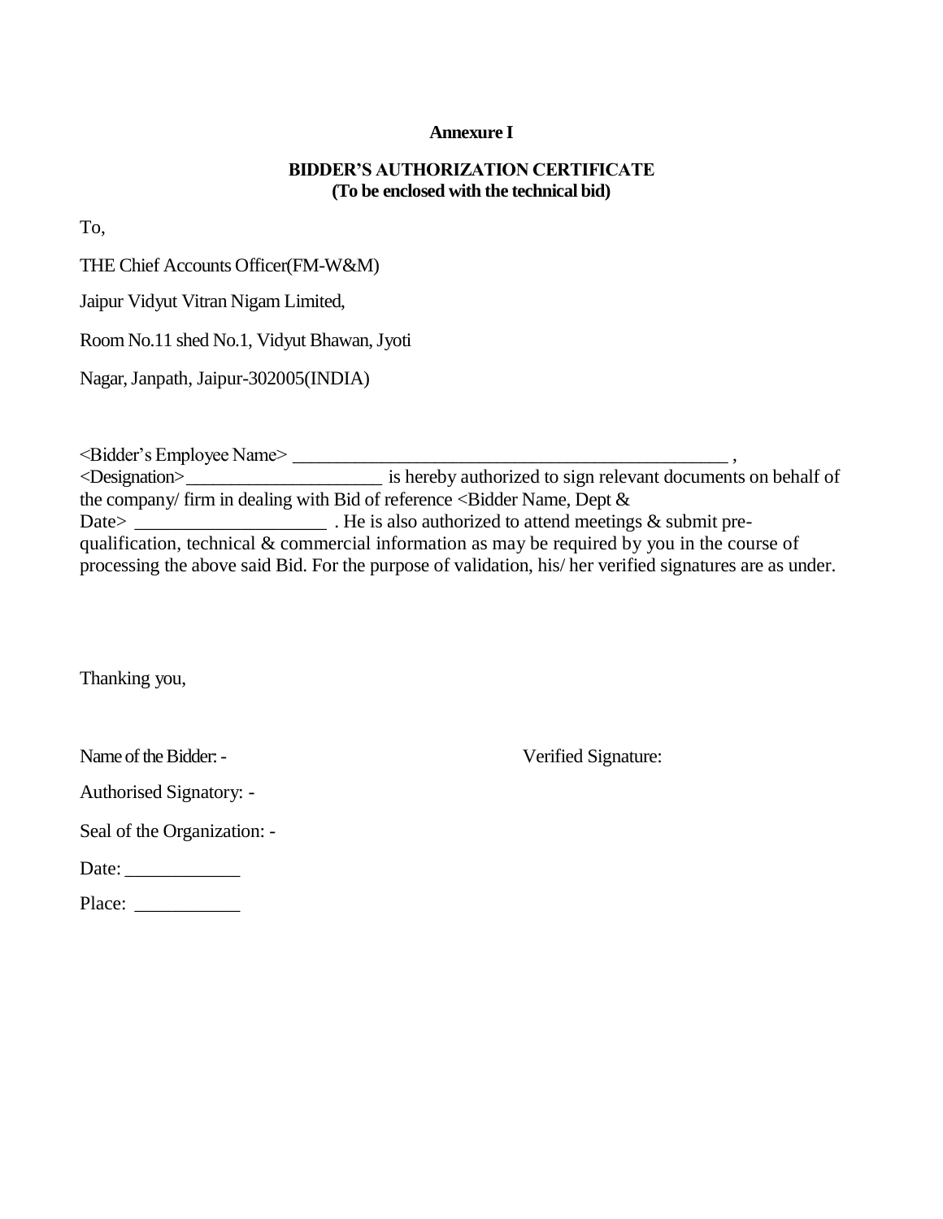**Annexure I**

**BIDDER'S AUTHORIZATION CERTIFICATE**
**(To be enclosed with the technical bid)**

To,

THE Chief Accounts Officer(FM-W&M)

Jaipur Vidyut Vitran Nigam Limited,

Room No.11 shed No.1, Vidyut Bhawan, Jyoti

Nagar, Janpath, Jaipur-302005(INDIA)

<Bidder's Employee Name> ________________________________________________ , <Designation>_____________________ is hereby authorized to sign relevant documents on behalf of the company/ firm in dealing with Bid of reference <Bidder Name, Dept & Date> ____________________ . He is also authorized to attend meetings & submit pre-qualification, technical & commercial information as may be required by you in the course of processing the above said Bid. For the purpose of validation, his/ her verified signatures are as under.

Thanking you,

Name of the Bidder: -

Verified Signature:

Authorised Signatory: -

Seal of the Organization: -

Date: ____________

Place: ___________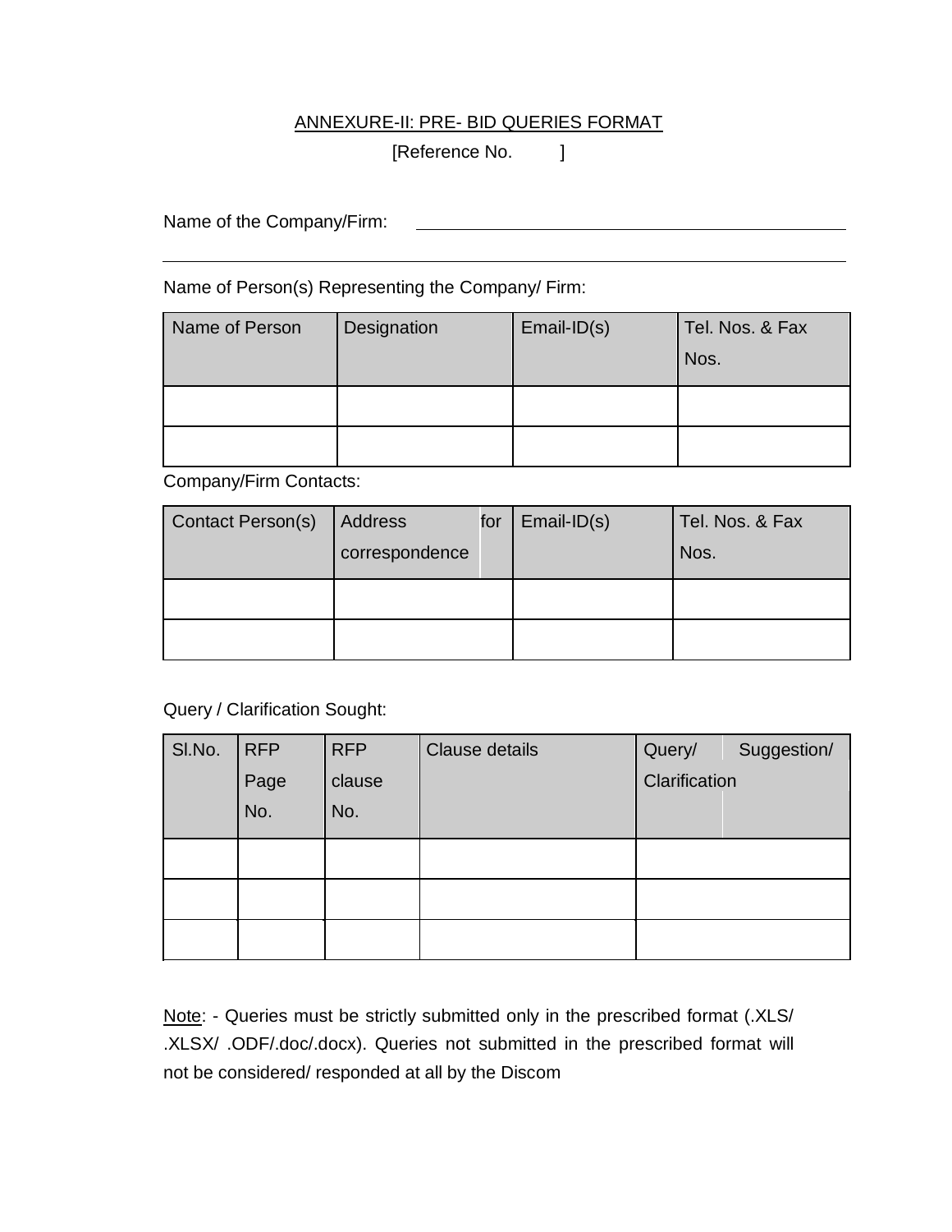## ANNEXURE-II: PRE- BID QUERIES FORMAT

[Reference No. ]

Name of the Company/Firm: \_\_\_\_\_\_\_\_\_\_\_\_\_\_\_\_\_\_\_\_\_\_\_\_\_\_\_\_\_\_\_\_\_\_\_\_\_\_\_\_

\_\_\_\_\_\_\_\_\_\_\_\_\_\_\_\_\_\_\_\_\_\_\_\_\_\_\_\_\_\_\_\_\_\_\_\_\_\_\_\_\_\_\_\_\_\_\_\_\_\_\_\_\_\_\_\_\_\_\_\_\_\_

Name of Person(s) Representing the Company/ Firm:

| Name of Person | Designation | Email-ID(s) | Tel. Nos. & Fax Nos. |
|---|---|---|---|
| | | | |
| | | | |

Company/Firm Contacts:

| Contact Person(s) | Address for correspondence | Email-ID(s) | Tel. Nos. & Fax Nos. |
|---|---|---|---|
| | | | |
| | | | |

Query / Clarification Sought:

| Sl.No. | RFP Page No. | RFP clause No. | Clause details | Query/ Suggestion/ Clarification |
|---|---|---|---|---|
| | | | | |
| | | | | |
| | | | | |

Note: - Queries must be strictly submitted only in the prescribed format (.XLS/ .XLSX/ .ODF/.doc/.docx). Queries not submitted in the prescribed format will not be considered/ responded at all by the Discom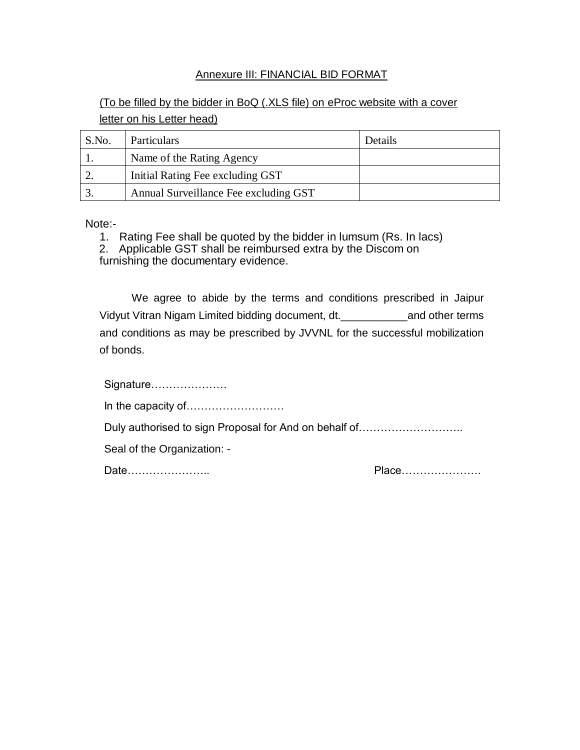## Annexure III: FINANCIAL BID FORMAT

(To be filled by the bidder in BoQ (.XLS file) on eProc website with a cover letter on his Letter head)

| S.No. | Particulars | Details |
|---|---|---|
| 1. | Name of the Rating Agency | |
| 2. | Initial Rating Fee excluding GST | |
| 3. | Annual Surveillance Fee excluding GST | |

Note:-

1. Rating Fee shall be quoted by the bidder in lumsum (Rs. In lacs)
2. Applicable GST shall be reimbursed extra by the Discom on furnishing the documentary evidence.

We agree to abide by the terms and conditions prescribed in Jaipur Vidyut Vitran Nigam Limited bidding document, dt.___________and other terms and conditions as may be prescribed by JVVNL for the successful mobilization of bonds.

Signature…………………

In the capacity of………………………

Duly authorised to sign Proposal for And on behalf of………………………..

Seal of the Organization: -

Date………………….. Place………………….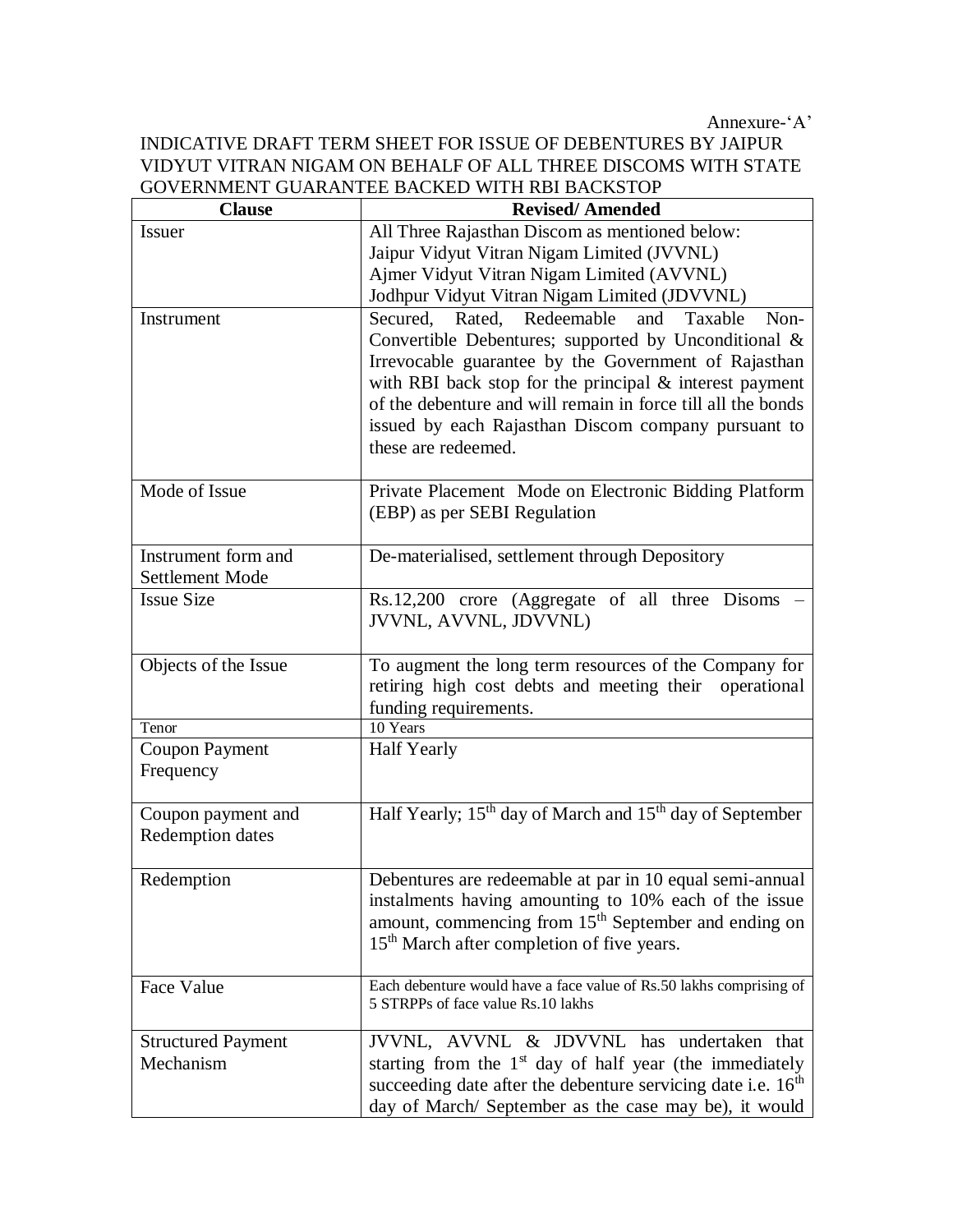Annexure-'A'

INDICATIVE DRAFT TERM SHEET FOR ISSUE OF DEBENTURES BY JAIPUR VIDYUT VITRAN NIGAM ON BEHALF OF ALL THREE DISCOMS WITH STATE GOVERNMENT GUARANTEE BACKED WITH RBI BACKSTOP

| Clause | Revised/ Amended |
|---|---|
| Issuer | All Three Rajasthan Discom as mentioned below:<br>Jaipur Vidyut Vitran Nigam Limited (JVVNL)<br>Ajmer Vidyut Vitran Nigam Limited (AVVNL)<br>Jodhpur Vidyut Vitran Nigam Limited (JDVVNL) |
| Instrument | Secured, Rated, Redeemable and Taxable Non-Convertible Debentures; supported by Unconditional & Irrevocable guarantee by the Government of Rajasthan with RBI back stop for the principal & interest payment of the debenture and will remain in force till all the bonds issued by each Rajasthan Discom company pursuant to these are redeemed. |
| Mode of Issue | Private Placement Mode on Electronic Bidding Platform (EBP) as per SEBI Regulation |
| Instrument form and Settlement Mode | De-materialised, settlement through Depository |
| Issue Size | Rs.12,200 crore (Aggregate of all three Disoms – JVVNL, AVVNL, JDVVNL) |
| Objects of the Issue | To augment the long term resources of the Company for retiring high cost debts and meeting their operational funding requirements. |
| Tenor | 10 Years |
| Coupon Payment Frequency | Half Yearly |
| Coupon payment and Redemption dates | Half Yearly; 15th day of March and 15th day of September |
| Redemption | Debentures are redeemable at par in 10 equal semi-annual instalments having amounting to 10% each of the issue amount, commencing from 15th September and ending on 15th March after completion of five years. |
| Face Value | Each debenture would have a face value of Rs.50 lakhs comprising of 5 STRPPs of face value Rs.10 lakhs |
| Structured Payment Mechanism | JVVNL, AVVNL & JDVVNL has undertaken that starting from the 1st day of half year (the immediately succeeding date after the debenture servicing date i.e. 16th day of March/ September as the case may be), it would |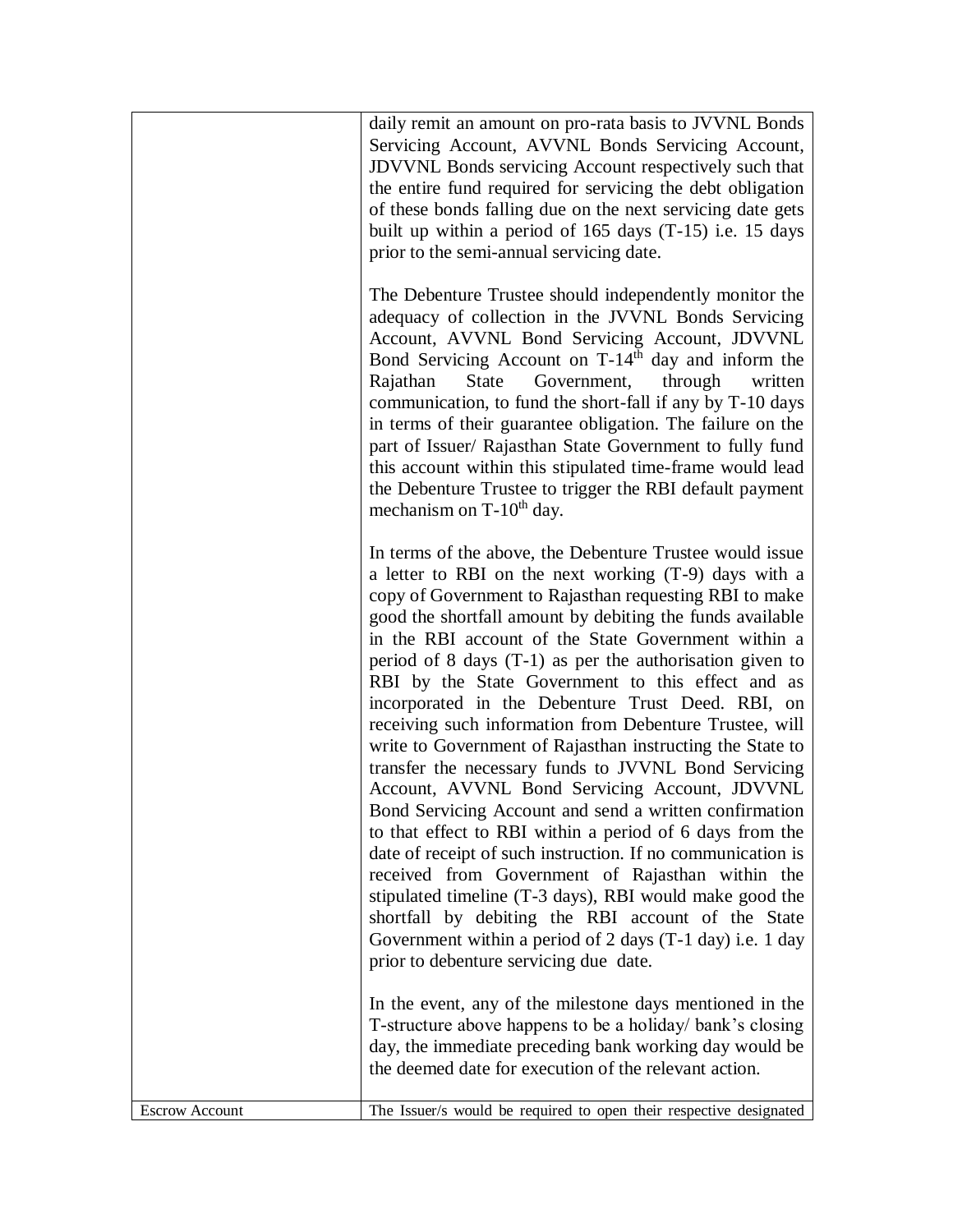| | |
|---|---|
| | daily remit an amount on pro-rata basis to JVVNL Bonds Servicing Account, AVVNL Bonds Servicing Account, JDVVNL Bonds servicing Account respectively such that the entire fund required for servicing the debt obligation of these bonds falling due on the next servicing date gets built up within a period of 165 days (T-15) i.e. 15 days prior to the semi-annual servicing date.<br><br>The Debenture Trustee should independently monitor the adequacy of collection in the JVVNL Bonds Servicing Account, AVVNL Bond Servicing Account, JDVVNL Bond Servicing Account on T-14th day and inform the Rajathan State Government, through written communication, to fund the short-fall if any by T-10 days in terms of their guarantee obligation. The failure on the part of Issuer/ Rajasthan State Government to fully fund this account within this stipulated time-frame would lead the Debenture Trustee to trigger the RBI default payment mechanism on T-10th day.<br><br>In terms of the above, the Debenture Trustee would issue a letter to RBI on the next working (T-9) days with a copy of Government to Rajasthan requesting RBI to make good the shortfall amount by debiting the funds available in the RBI account of the State Government within a period of 8 days (T-1) as per the authorisation given to RBI by the State Government to this effect and as incorporated in the Debenture Trust Deed. RBI, on receiving such information from Debenture Trustee, will write to Government of Rajasthan instructing the State to transfer the necessary funds to JVVNL Bond Servicing Account, AVVNL Bond Servicing Account, JDVVNL Bond Servicing Account and send a written confirmation to that effect to RBI within a period of 6 days from the date of receipt of such instruction. If no communication is received from Government of Rajasthan within the stipulated timeline (T-3 days), RBI would make good the shortfall by debiting the RBI account of the State Government within a period of 2 days (T-1 day) i.e. 1 day prior to debenture servicing due date.<br><br>In the event, any of the milestone days mentioned in the T-structure above happens to be a holiday/ bank's closing day, the immediate preceding bank working day would be the deemed date for execution of the relevant action. |
| Escrow Account | The Issuer/s would be required to open their respective designated |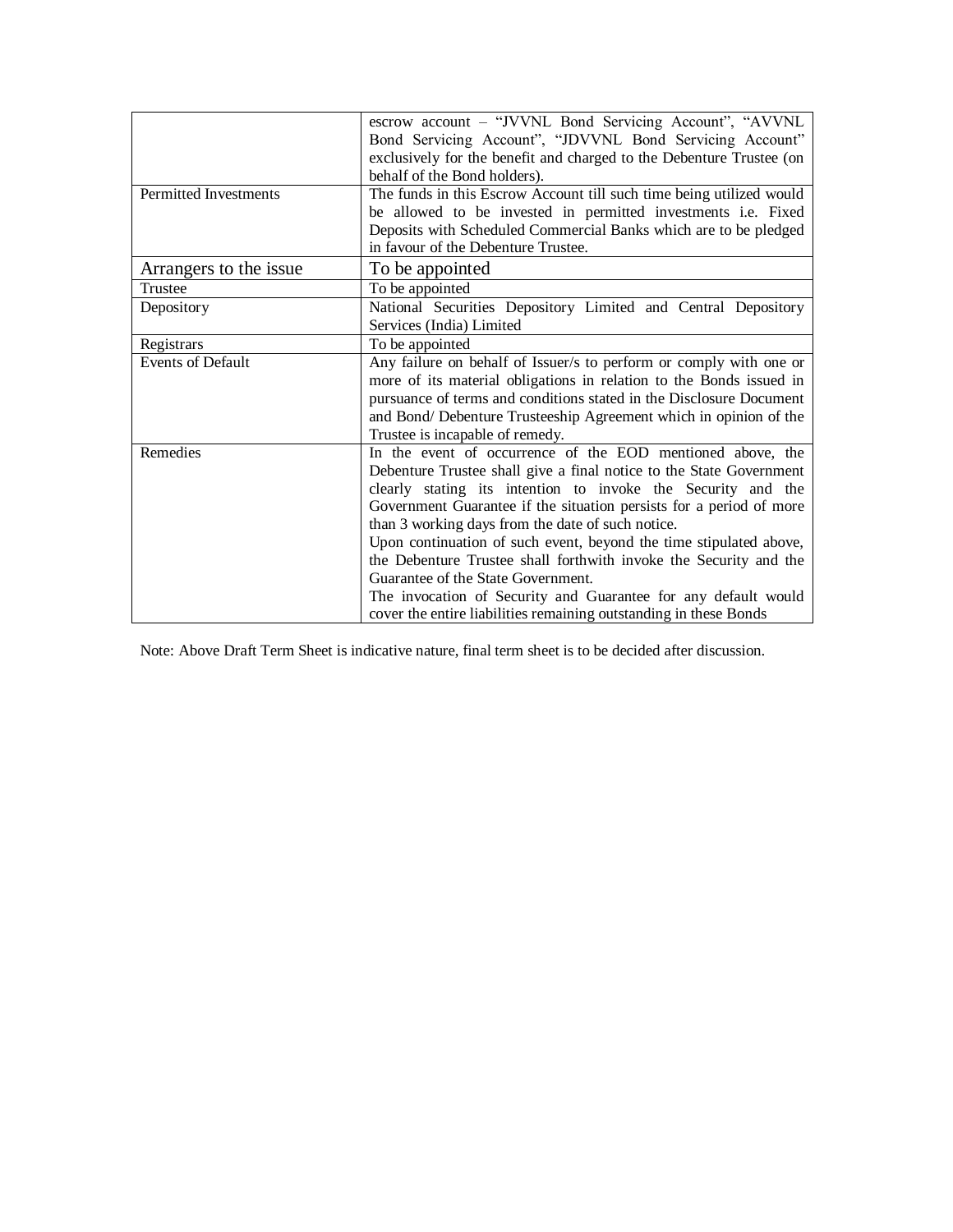| | |
|---|---|
| | escrow account – "JVVNL Bond Servicing Account", "AVVNL Bond Servicing Account", "JDVVNL Bond Servicing Account" exclusively for the benefit and charged to the Debenture Trustee (on behalf of the Bond holders). |
| Permitted Investments | The funds in this Escrow Account till such time being utilized would be allowed to be invested in permitted investments i.e. Fixed Deposits with Scheduled Commercial Banks which are to be pledged in favour of the Debenture Trustee. |
| Arrangers to the issue | To be appointed |
| Trustee | To be appointed |
| Depository | National Securities Depository Limited and Central Depository Services (India) Limited |
| Registrars | To be appointed |
| Events of Default | Any failure on behalf of Issuer/s to perform or comply with one or more of its material obligations in relation to the Bonds issued in pursuance of terms and conditions stated in the Disclosure Document and Bond/ Debenture Trusteeship Agreement which in opinion of the Trustee is incapable of remedy. |
| Remedies | In the event of occurrence of the EOD mentioned above, the Debenture Trustee shall give a final notice to the State Government clearly stating its intention to invoke the Security and the Government Guarantee if the situation persists for a period of more than 3 working days from the date of such notice.<br>Upon continuation of such event, beyond the time stipulated above, the Debenture Trustee shall forthwith invoke the Security and the Guarantee of the State Government.<br>The invocation of Security and Guarantee for any default would cover the entire liabilities remaining outstanding in these Bonds |

Note: Above Draft Term Sheet is indicative nature, final term sheet is to be decided after discussion.